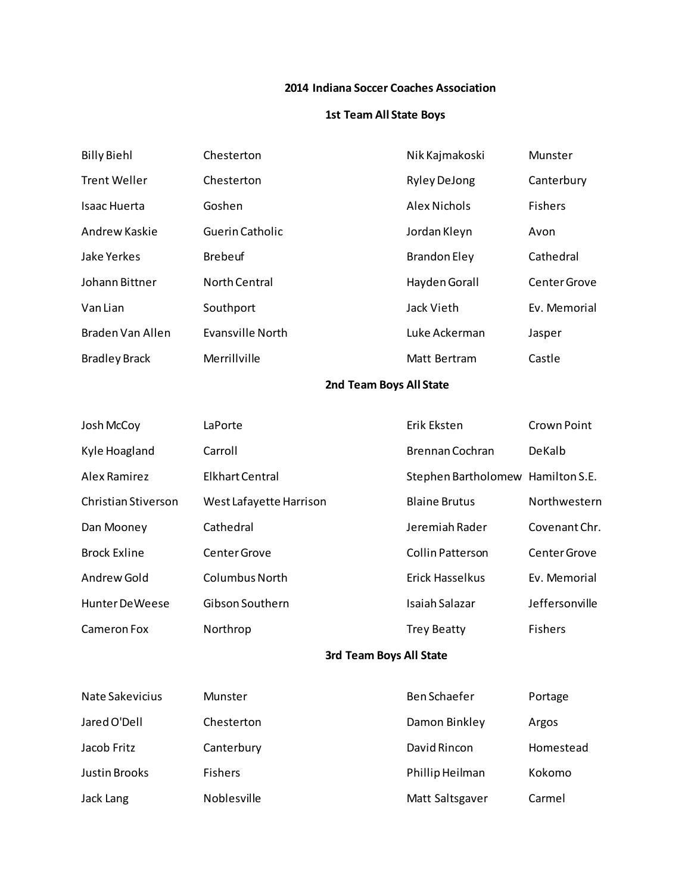# 2014 Indiana Soccer Coaches Association

## 1st Team All State Boys

| | | | |
|---|---|---|---|
| Billy Biehl | Chesterton | Nik Kajmakoski | Munster |
| Trent Weller | Chesterton | Ryley DeJong | Canterbury |
| Isaac Huerta | Goshen | Alex Nichols | Fishers |
| Andrew Kaskie | Guerin Catholic | Jordan Kleyn | Avon |
| Jake Yerkes | Brebeuf | Brandon Eley | Cathedral |
| Johann Bittner | North Central | Hayden Gorall | Center Grove |
| Van Lian | Southport | Jack Vieth | Ev. Memorial |
| Braden Van Allen | Evansville North | Luke Ackerman | Jasper |
| Bradley Brack | Merrillville | Matt Bertram | Castle |

## 2nd Team Boys All State

| | | | |
|---|---|---|---|
| Josh McCoy | LaPorte | Erik Eksten | Crown Point |
| Kyle Hoagland | Carroll | Brennan Cochran | DeKalb |
| Alex Ramirez | Elkhart Central | Stephen Bartholomew | Hamilton S.E. |
| Christian Stiverson | West Lafayette Harrison | Blaine Brutus | Northwestern |
| Dan Mooney | Cathedral | Jeremiah Rader | Covenant Chr. |
| Brock Exline | Center Grove | Collin Patterson | Center Grove |
| Andrew Gold | Columbus North | Erick Hasselkus | Ev. Memorial |
| Hunter DeWeese | Gibson Southern | Isaiah Salazar | Jeffersonville |
| Cameron Fox | Northrop | Trey Beatty | Fishers |

## 3rd Team Boys All State

| | | | |
|---|---|---|---|
| Nate Sakevicius | Munster | Ben Schaefer | Portage |
| Jared O'Dell | Chesterton | Damon Binkley | Argos |
| Jacob Fritz | Canterbury | David Rincon | Homestead |
| Justin Brooks | Fishers | Phillip Heilman | Kokomo |
| Jack Lang | Noblesville | Matt Saltsgaver | Carmel |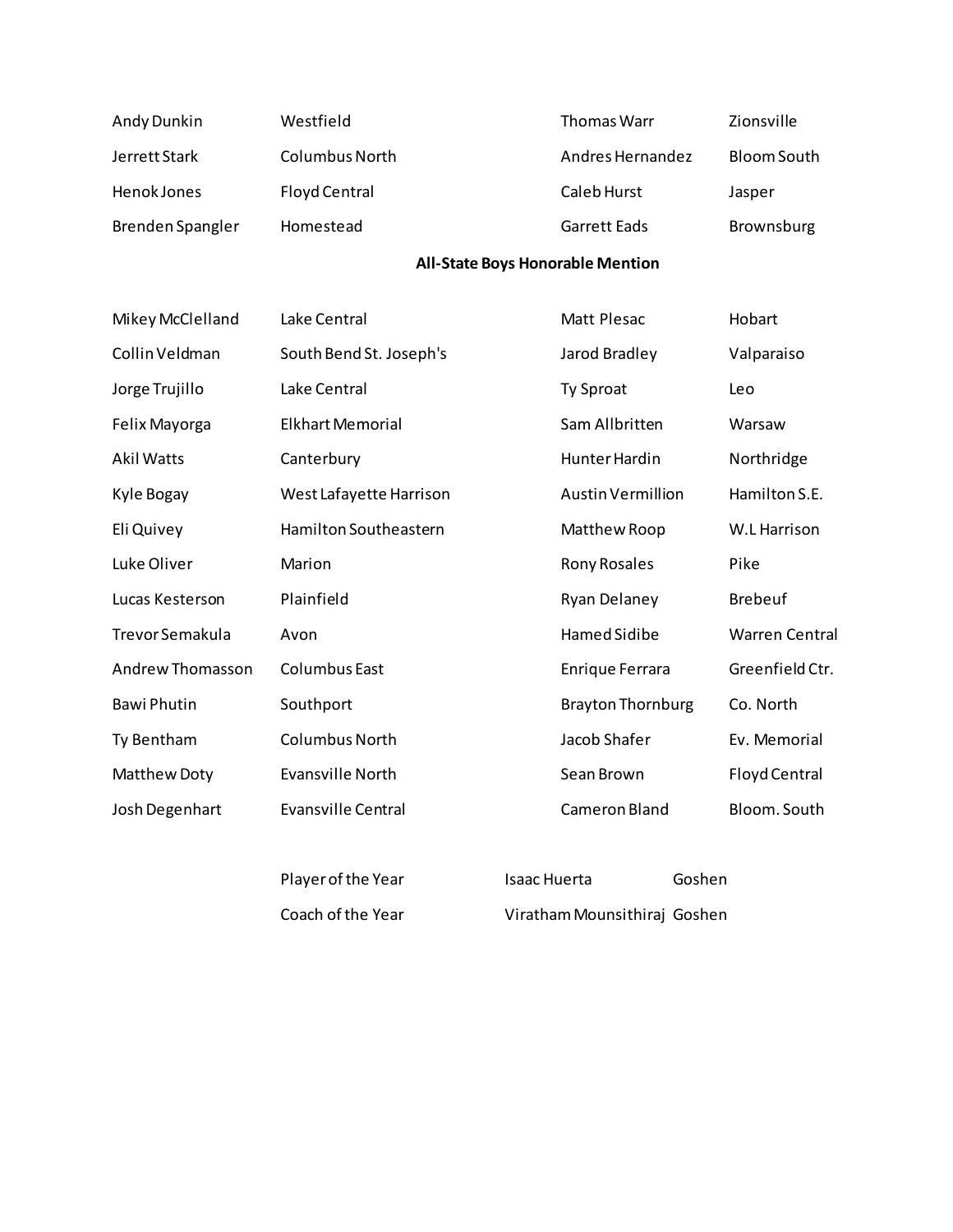| | | | |
|---|---|---|---|
| Andy Dunkin | Westfield | Thomas Warr | Zionsville |
| Jerrett Stark | Columbus North | Andres Hernandez | Bloom South |
| Henok Jones | Floyd Central | Caleb Hurst | Jasper |
| Brenden Spangler | Homestead | Garrett Eads | Brownsburg |

**All-State Boys Honorable Mention**

| | | | |
|---|---|---|---|
| Mikey McClelland | Lake Central | Matt Plesac | Hobart |
| Collin Veldman | South Bend St. Joseph's | Jarod Bradley | Valparaiso |
| Jorge Trujillo | Lake Central | Ty Sproat | Leo |
| Felix Mayorga | Elkhart Memorial | Sam Allbritten | Warsaw |
| Akil Watts | Canterbury | Hunter Hardin | Northridge |
| Kyle Bogay | West Lafayette Harrison | Austin Vermillion | Hamilton S.E. |
| Eli Quivey | Hamilton Southeastern | Matthew Roop | W.L Harrison |
| Luke Oliver | Marion | Rony Rosales | Pike |
| Lucas Kesterson | Plainfield | Ryan Delaney | Brebeuf |
| Trevor Semakula | Avon | Hamed Sidibe | Warren Central |
| Andrew Thomasson | Columbus East | Enrique Ferrara | Greenfield Ctr. |
| Bawi Phutin | Southport | Brayton Thornburg | Co. North |
| Ty Bentham | Columbus North | Jacob Shafer | Ev. Memorial |
| Matthew Doty | Evansville North | Sean Brown | Floyd Central |
| Josh Degenhart | Evansville Central | Cameron Bland | Bloom. South |

| | | |
|---|---|---|
| Player of the Year | Isaac Huerta | Goshen |
| Coach of the Year | Viratham Mounsithiraj | Goshen |